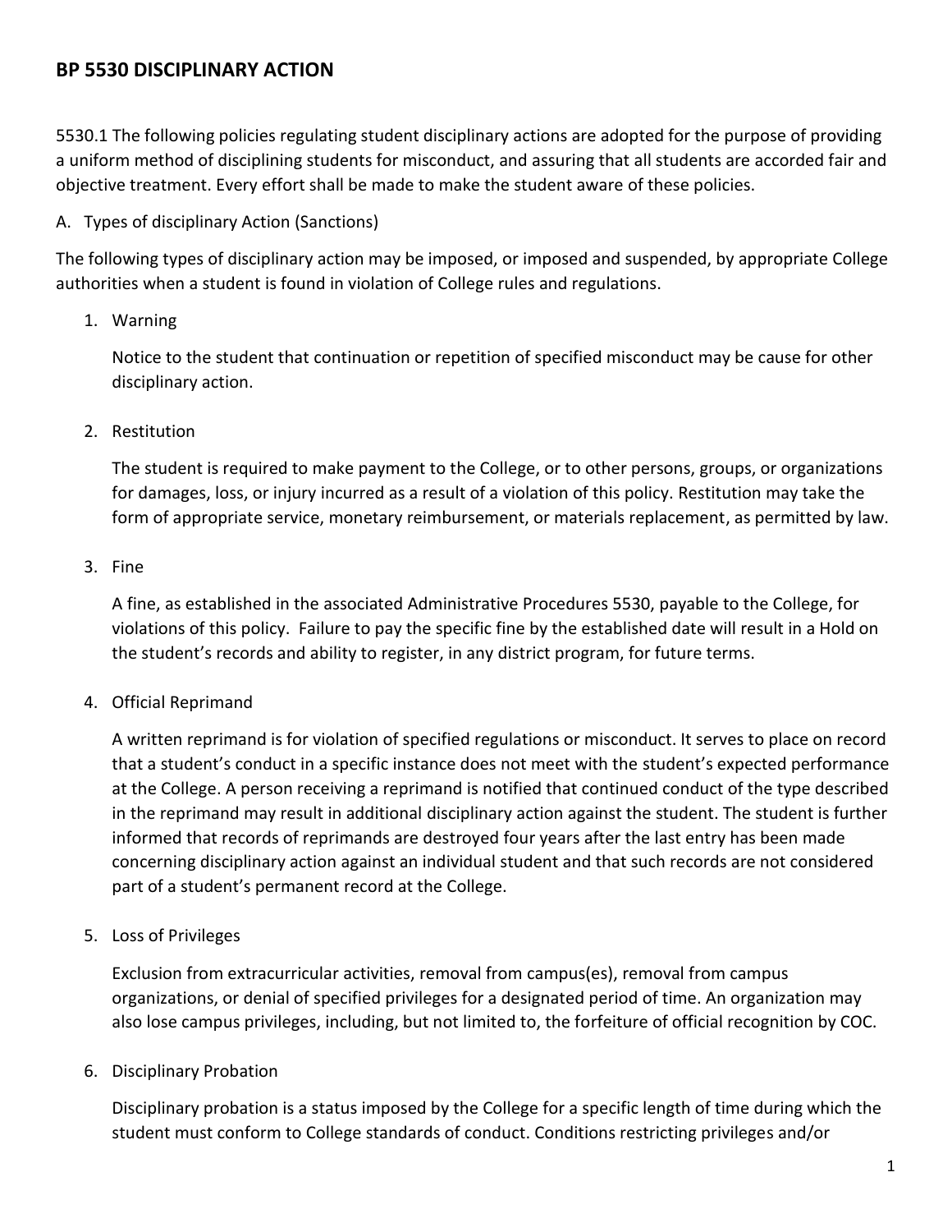# BP 5530 DISCIPLINARY ACTION

5530.1 The following policies regulating student disciplinary actions are adopted for the purpose of providing a uniform method of disciplining students for misconduct, and assuring that all students are accorded fair and objective treatment. Every effort shall be made to make the student aware of these policies.

A. Types of disciplinary Action (Sanctions)

The following types of disciplinary action may be imposed, or imposed and suspended, by appropriate College authorities when a student is found in violation of College rules and regulations.

1. Warning

   Notice to the student that continuation or repetition of specified misconduct may be cause for other disciplinary action.

2. Restitution

   The student is required to make payment to the College, or to other persons, groups, or organizations for damages, loss, or injury incurred as a result of a violation of this policy. Restitution may take the form of appropriate service, monetary reimbursement, or materials replacement, as permitted by law.

3. Fine

   A fine, as established in the associated Administrative Procedures 5530, payable to the College, for violations of this policy. Failure to pay the specific fine by the established date will result in a Hold on the student's records and ability to register, in any district program, for future terms.

4. Official Reprimand

   A written reprimand is for violation of specified regulations or misconduct. It serves to place on record that a student's conduct in a specific instance does not meet with the student's expected performance at the College. A person receiving a reprimand is notified that continued conduct of the type described in the reprimand may result in additional disciplinary action against the student. The student is further informed that records of reprimands are destroyed four years after the last entry has been made concerning disciplinary action against an individual student and that such records are not considered part of a student's permanent record at the College.

5. Loss of Privileges

   Exclusion from extracurricular activities, removal from campus(es), removal from campus organizations, or denial of specified privileges for a designated period of time. An organization may also lose campus privileges, including, but not limited to, the forfeiture of official recognition by COC.

6. Disciplinary Probation

   Disciplinary probation is a status imposed by the College for a specific length of time during which the student must conform to College standards of conduct. Conditions restricting privileges and/or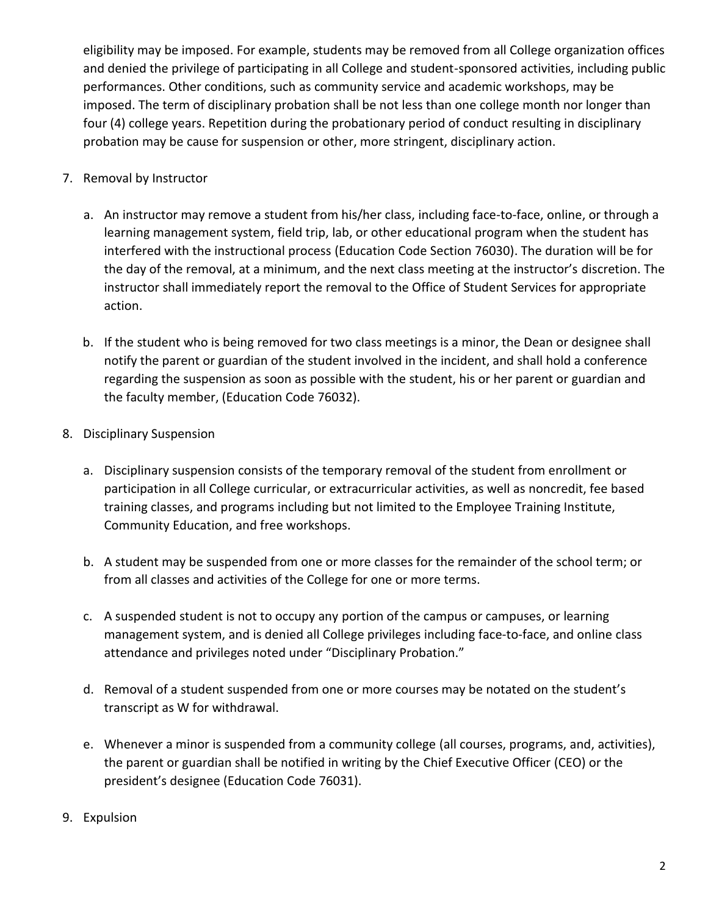eligibility may be imposed. For example, students may be removed from all College organization offices and denied the privilege of participating in all College and student-sponsored activities, including public performances. Other conditions, such as community service and academic workshops, may be imposed. The term of disciplinary probation shall be not less than one college month nor longer than four (4) college years. Repetition during the probationary period of conduct resulting in disciplinary probation may be cause for suspension or other, more stringent, disciplinary action.

7. Removal by Instructor

   a. An instructor may remove a student from his/her class, including face-to-face, online, or through a learning management system, field trip, lab, or other educational program when the student has interfered with the instructional process (Education Code Section 76030). The duration will be for the day of the removal, at a minimum, and the next class meeting at the instructor's discretion. The instructor shall immediately report the removal to the Office of Student Services for appropriate action.

   b. If the student who is being removed for two class meetings is a minor, the Dean or designee shall notify the parent or guardian of the student involved in the incident, and shall hold a conference regarding the suspension as soon as possible with the student, his or her parent or guardian and the faculty member, (Education Code 76032).

8. Disciplinary Suspension

   a. Disciplinary suspension consists of the temporary removal of the student from enrollment or participation in all College curricular, or extracurricular activities, as well as noncredit, fee based training classes, and programs including but not limited to the Employee Training Institute, Community Education, and free workshops.

   b. A student may be suspended from one or more classes for the remainder of the school term; or from all classes and activities of the College for one or more terms.

   c. A suspended student is not to occupy any portion of the campus or campuses, or learning management system, and is denied all College privileges including face-to-face, and online class attendance and privileges noted under "Disciplinary Probation."

   d. Removal of a student suspended from one or more courses may be notated on the student's transcript as W for withdrawal.

   e. Whenever a minor is suspended from a community college (all courses, programs, and, activities), the parent or guardian shall be notified in writing by the Chief Executive Officer (CEO) or the president's designee (Education Code 76031).

9. Expulsion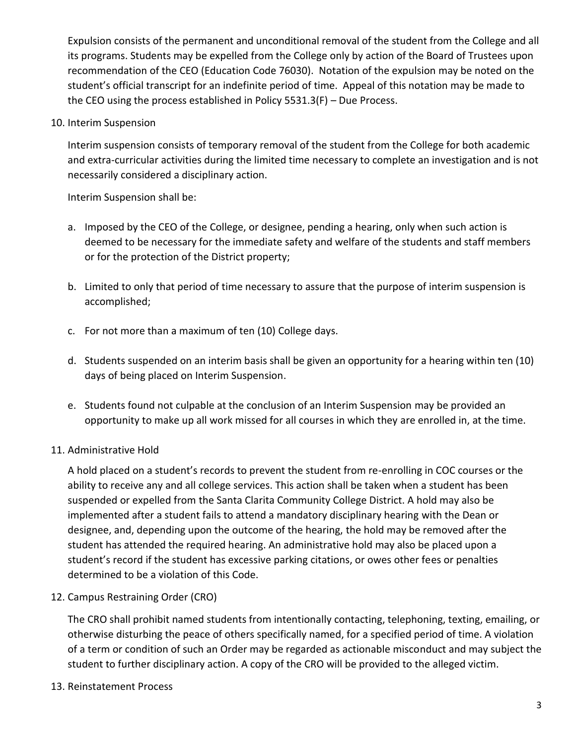Expulsion consists of the permanent and unconditional removal of the student from the College and all its programs. Students may be expelled from the College only by action of the Board of Trustees upon recommendation of the CEO (Education Code 76030). Notation of the expulsion may be noted on the student's official transcript for an indefinite period of time. Appeal of this notation may be made to the CEO using the process established in Policy 5531.3(F) – Due Process.

10. Interim Suspension

    Interim suspension consists of temporary removal of the student from the College for both academic and extra-curricular activities during the limited time necessary to complete an investigation and is not necessarily considered a disciplinary action.

    Interim Suspension shall be:

    a. Imposed by the CEO of the College, or designee, pending a hearing, only when such action is deemed to be necessary for the immediate safety and welfare of the students and staff members or for the protection of the District property;

    b. Limited to only that period of time necessary to assure that the purpose of interim suspension is accomplished;

    c. For not more than a maximum of ten (10) College days.

    d. Students suspended on an interim basis shall be given an opportunity for a hearing within ten (10) days of being placed on Interim Suspension.

    e. Students found not culpable at the conclusion of an Interim Suspension may be provided an opportunity to make up all work missed for all courses in which they are enrolled in, at the time.

11. Administrative Hold

    A hold placed on a student's records to prevent the student from re-enrolling in COC courses or the ability to receive any and all college services. This action shall be taken when a student has been suspended or expelled from the Santa Clarita Community College District. A hold may also be implemented after a student fails to attend a mandatory disciplinary hearing with the Dean or designee, and, depending upon the outcome of the hearing, the hold may be removed after the student has attended the required hearing. An administrative hold may also be placed upon a student's record if the student has excessive parking citations, or owes other fees or penalties determined to be a violation of this Code.

12. Campus Restraining Order (CRO)

    The CRO shall prohibit named students from intentionally contacting, telephoning, texting, emailing, or otherwise disturbing the peace of others specifically named, for a specified period of time. A violation of a term or condition of such an Order may be regarded as actionable misconduct and may subject the student to further disciplinary action. A copy of the CRO will be provided to the alleged victim.

13. Reinstatement Process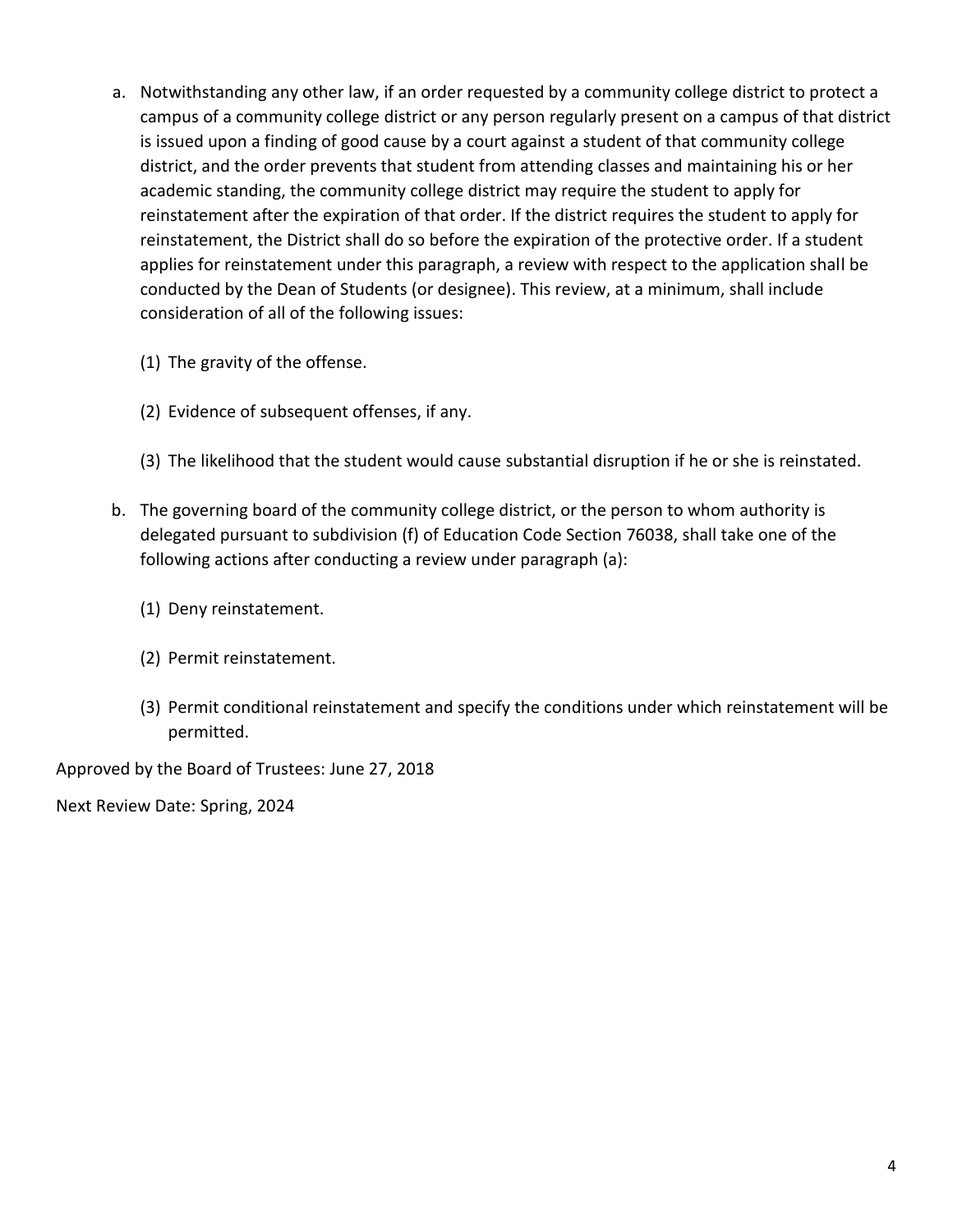a. Notwithstanding any other law, if an order requested by a community college district to protect a campus of a community college district or any person regularly present on a campus of that district is issued upon a finding of good cause by a court against a student of that community college district, and the order prevents that student from attending classes and maintaining his or her academic standing, the community college district may require the student to apply for reinstatement after the expiration of that order. If the district requires the student to apply for reinstatement, the District shall do so before the expiration of the protective order. If a student applies for reinstatement under this paragraph, a review with respect to the application shall be conducted by the Dean of Students (or designee). This review, at a minimum, shall include consideration of all of the following issues:

   (1) The gravity of the offense.

   (2) Evidence of subsequent offenses, if any.

   (3) The likelihood that the student would cause substantial disruption if he or she is reinstated.

b. The governing board of the community college district, or the person to whom authority is delegated pursuant to subdivision (f) of Education Code Section 76038, shall take one of the following actions after conducting a review under paragraph (a):

   (1) Deny reinstatement.

   (2) Permit reinstatement.

   (3) Permit conditional reinstatement and specify the conditions under which reinstatement will be permitted.

Approved by the Board of Trustees: June 27, 2018

Next Review Date: Spring, 2024